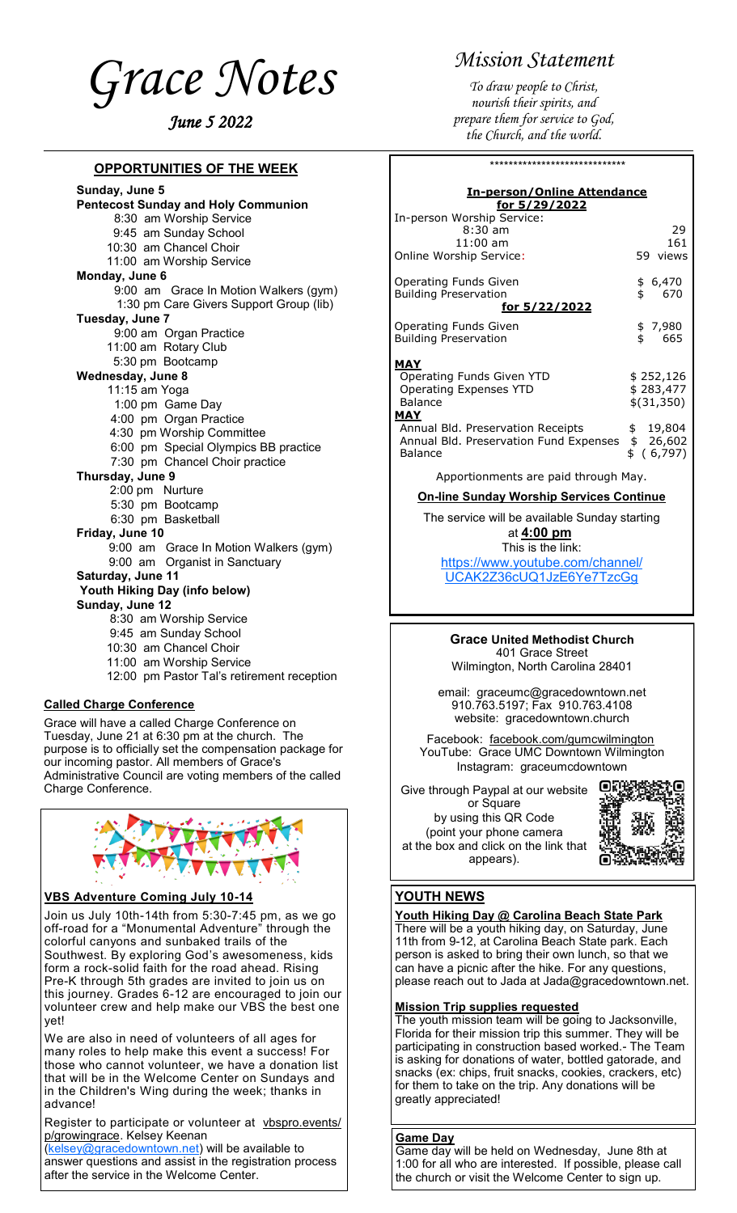# Grace Notes

*June 5 2022*

# Mission Statement

*To draw people to Christ, nourish their spirits, and prepare them for service to God, the Church, and the world.*

## OPPORTUNITIES OF THE WEEK

**Sunday, June 5**
**Pentecost Sunday and Holy Communion**
- 8:30 am Worship Service
- 9:45 am Sunday School
- 10:30 am Chancel Choir
- 11:00 am Worship Service

**Monday, June 6**
- 9:00 am Grace In Motion Walkers (gym)
- 1:30 pm Care Givers Support Group (lib)

**Tuesday, June 7**
- 9:00 am Organ Practice
- 11:00 am Rotary Club
- 5:30 pm Bootcamp

**Wednesday, June 8**
- 11:15 am Yoga
- 1:00 pm Game Day
- 4:00 pm Organ Practice
- 4:30 pm Worship Committee
- 6:00 pm Special Olympics BB practice
- 7:30 pm Chancel Choir practice

**Thursday, June 9**
- 2:00 pm Nurture
- 5:30 pm Bootcamp
- 6:30 pm Basketball

**Friday, June 10**
- 9:00 am Grace In Motion Walkers (gym)
- 9:00 am Organist in Sanctuary

**Saturday, June 11**
**Youth Hiking Day (info below)**

**Sunday, June 12**
- 8:30 am Worship Service
- 9:45 am Sunday School
- 10:30 am Chancel Choir
- 11:00 am Worship Service
- 12:00 pm Pastor Tal's retirement reception

### Called Charge Conference

Grace will have a called Charge Conference on Tuesday, June 21 at 6:30 pm at the church. The purpose is to officially set the compensation package for our incoming pastor. All members of Grace's Administrative Council are voting members of the called Charge Conference.

### VBS Adventure Coming July 10-14

Join us July 10th-14th from 5:30-7:45 pm, as we go off-road for a "Monumental Adventure" through the colorful canyons and sunbaked trails of the Southwest. By exploring God's awesomeness, kids form a rock-solid faith for the road ahead. Rising Pre-K through 5th grades are invited to join us on this journey. Grades 6-12 are encouraged to join our volunteer crew and help make our VBS the best one yet!

We are also in need of volunteers of all ages for many roles to help make this event a success! For those who cannot volunteer, we have a donation list that will be in the Welcome Center on Sundays and in the Children's Wing during the week; thanks in advance!

Register to participate or volunteer at vbspro.events/p/growingrace. Kelsey Keenan (kelsey@gracedowntown.net) will be available to answer questions and assist in the registration process after the service in the Welcome Center.

****************************

### In-person/Online Attendance for 5/29/2022

| | |
|---|---|
| In-person Worship Service: | |
| 8:30 am | 29 |
| 11:00 am | 161 |
| Online Worship Service: | 59 views |
| Operating Funds Given | $ 6,470 |
| Building Preservation | $ 670 |

**for 5/22/2022**

| | |
|---|---|
| Operating Funds Given | $ 7,980 |
| Building Preservation | $ 665 |

**MAY**

| | |
|---|---|
| Operating Funds Given YTD | $ 252,126 |
| Operating Expenses YTD | $ 283,477 |
| Balance | $(31,350) |

**MAY**

| | |
|---|---|
| Annual Bld. Preservation Receipts | $ 19,804 |
| Annual Bld. Preservation Fund Expenses | $ 26,602 |
| Balance | $ ( 6,797) |

Apportionments are paid through May.

**On-line Sunday Worship Services Continue**

The service will be available Sunday starting at **4:00 pm**
This is the link:
https://www.youtube.com/channel/UCAK2Z36cUQ1JzE6Ye7TzcGg

**Grace United Methodist Church**
401 Grace Street
Wilmington, North Carolina 28401

email: graceumc@gracedowntown.net
910.763.5197; Fax 910.763.4108
website: gracedowntown.church

Facebook: facebook.com/gumcwilmington
YouTube: Grace UMC Downtown Wilmington
Instagram: graceumcdowntown

Give through Paypal at our website or Square by using this QR Code (point your phone camera at the box and click on the link that appears).

## YOUTH NEWS

### Youth Hiking Day @ Carolina Beach State Park

There will be a youth hiking day, on Saturday, June 11th from 9-12, at Carolina Beach State park. Each person is asked to bring their own lunch, so that we can have a picnic after the hike. For any questions, please reach out to Jada at Jada@gracedowntown.net.

### Mission Trip supplies requested

The youth mission team will be going to Jacksonville, Florida for their mission trip this summer. They will be participating in construction based worked.- The Team is asking for donations of water, bottled gatorade, and snacks (ex: chips, fruit snacks, cookies, crackers, etc) for them to take on the trip. Any donations will be greatly appreciated!

### Game Day

Game day will be held on Wednesday, June 8th at 1:00 for all who are interested. If possible, please call the church or visit the Welcome Center to sign up.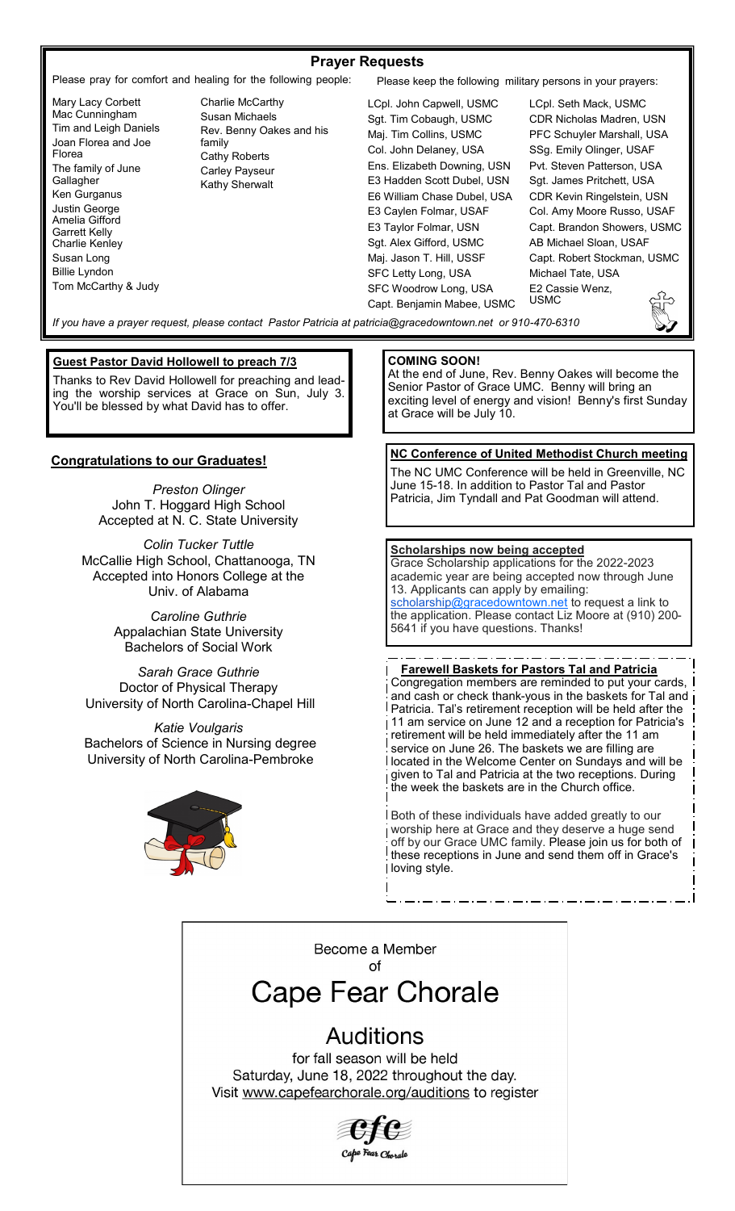## Prayer Requests

Please pray for comfort and healing for the following people:

- Mary Lacy Corbett
- Mac Cunningham
- Tim and Leigh Daniels
- Joan Florea and Joe Florea
- The family of June Gallagher
- Ken Gurganus
- Justin George
- Amelia Gifford
- Garrett Kelly
- Charlie Kenley
- Susan Long
- Billie Lyndon
- Tom McCarthy & Judy
- Charlie McCarthy
- Susan Michaels
- Rev. Benny Oakes and his family
- Cathy Roberts
- Carley Payseur
- Kathy Sherwalt

Please keep the following military persons in your prayers:

- LCpl. John Capwell, USMC
- Sgt. Tim Cobaugh, USMC
- Maj. Tim Collins, USMC
- Col. John Delaney, USA
- Ens. Elizabeth Downing, USN
- E3 Hadden Scott Dubel, USN
- E6 William Chase Dubel, USA
- E3 Caylen Folmar, USAF
- E3 Taylor Folmar, USN
- Sgt. Alex Gifford, USMC
- Maj. Jason T. Hill, USSF
- SFC Letty Long, USA
- SFC Woodrow Long, USA
- Capt. Benjamin Mabee, USMC
- LCpl. Seth Mack, USMC
- CDR Nicholas Madren, USN
- PFC Schuyler Marshall, USA
- SSg. Emily Olinger, USAF
- Pvt. Steven Patterson, USA
- Sgt. James Pritchett, USA
- CDR Kevin Ringelstein, USN
- Col. Amy Moore Russo, USAF
- Capt. Brandon Showers, USMC
- AB Michael Sloan, USAF
- Capt. Robert Stockman, USMC
- Michael Tate, USA
- E2 Cassie Wenz, USMC

*If you have a prayer request, please contact Pastor Patricia at patricia@gracedowntown.net or 910-470-6310*

### Guest Pastor David Hollowell to preach 7/3

Thanks to Rev David Hollowell for preaching and leading the worship services at Grace on Sun, July 3. You'll be blessed by what David has to offer.

### Congratulations to our Graduates!

*Preston Olinger*
John T. Hoggard High School
Accepted at N. C. State University

*Colin Tucker Tuttle*
McCallie High School, Chattanooga, TN
Accepted into Honors College at the Univ. of Alabama

*Caroline Guthrie*
Appalachian State University
Bachelors of Social Work

*Sarah Grace Guthrie*
Doctor of Physical Therapy
University of North Carolina-Chapel Hill

*Katie Voulgaris*
Bachelors of Science in Nursing degree
University of North Carolina-Pembroke

### COMING SOON!

At the end of June, Rev. Benny Oakes will become the Senior Pastor of Grace UMC. Benny will bring an exciting level of energy and vision! Benny's first Sunday at Grace will be July 10.

### NC Conference of United Methodist Church meeting

The NC UMC Conference will be held in Greenville, NC June 15-18. In addition to Pastor Tal and Pastor Patricia, Jim Tyndall and Pat Goodman will attend.

### Scholarships now being accepted

Grace Scholarship applications for the 2022-2023 academic year are being accepted now through June 13. Applicants can apply by emailing: scholarship@gracedowntown.net to request a link to the application. Please contact Liz Moore at (910) 200-5641 if you have questions. Thanks!

### Farewell Baskets for Pastors Tal and Patricia

Congregation members are reminded to put your cards, and cash or check thank-yous in the baskets for Tal and Patricia. Tal's retirement reception will be held after the 11 am service on June 12 and a reception for Patricia's retirement will be held immediately after the 11 am service on June 26. The baskets we are filling are located in the Welcome Center on Sundays and will be given to Tal and Patricia at the two receptions. During the week the baskets are in the Church office.

Both of these individuals have added greatly to our worship here at Grace and they deserve a huge send off by our Grace UMC family. Please join us for both of these receptions in June and send them off in Grace's loving style.

Become a Member of

# Cape Fear Chorale

## Auditions

for fall season will be held
Saturday, June 18, 2022 throughout the day.
Visit www.capefearchorale.org/auditions to register

CFC
Cape Fear Chorale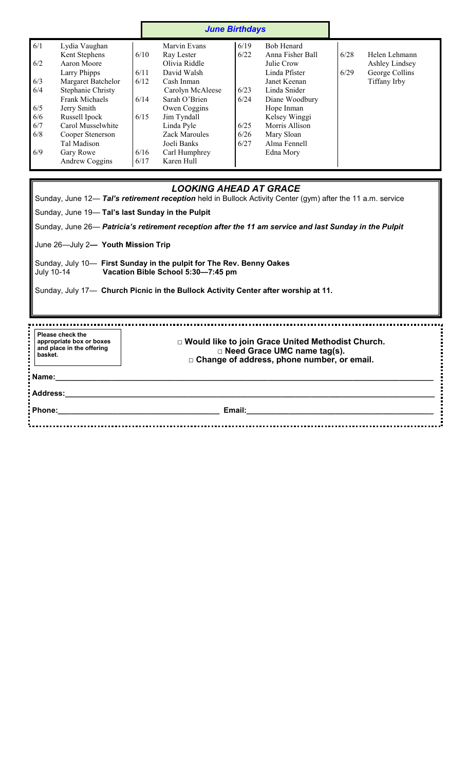## *June Birthdays*

| | | | | | | | |
|---|---|---|---|---|---|---|---|
| 6/1 | Lydia Vaughan | | Marvin Evans | 6/19 | Bob Henard | | |
| | Kent Stephens | 6/10 | Ray Lester | 6/22 | Anna Fisher Ball | 6/28 | Helen Lehmann |
| 6/2 | Aaron Moore | | Olivia Riddle | | Julie Crow | | Ashley Lindsey |
| | Larry Phipps | 6/11 | David Walsh | | Linda Pfister | 6/29 | George Collins |
| 6/3 | Margaret Batchelor | 6/12 | Cash Inman | | Janet Keenan | | Tiffany Irby |
| 6/4 | Stephanie Christy | | Carolyn McAleese | 6/23 | Linda Snider | | |
| | Frank Michaels | 6/14 | Sarah O'Brien | 6/24 | Diane Woodbury | | |
| 6/5 | Jerry Smith | | Owen Coggins | | Hope Inman | | |
| 6/6 | Russell Ipock | 6/15 | Jim Tyndall | | Kelsey Winggi | | |
| 6/7 | Carol Musselwhite | | Linda Pyle | 6/25 | Morris Allison | | |
| 6/8 | Cooper Stenerson | | Zack Maroules | 6/26 | Mary Sloan | | |
| | Tal Madison | | Joeli Banks | 6/27 | Alma Fennell | | |
| 6/9 | Gary Rowe | 6/16 | Carl Humphrey | | Edna Mory | | |
| | Andrew Coggins | 6/17 | Karen Hull | | | | |

## *LOOKING AHEAD AT GRACE*

Sunday, June 12— ***Tal's retirement reception*** held in Bullock Activity Center (gym) after the 11 a.m. service

Sunday, June 19— **Tal's last Sunday in the Pulpit**

Sunday, June 26— ***Patricia's retirement reception after the 11 am service and last Sunday in the Pulpit***

June 26—July 2**— Youth Mission Trip**

Sunday, July 10— **First Sunday in the pulpit for The Rev. Benny Oakes**
July 10-14 **Vacation Bible School 5:30—7:45 pm**

Sunday, July 17— **Church Picnic in the Bullock Activity Center after worship at 11.**

---

**Please check the appropriate box or boxes and place in the offering basket.**

**□ Would like to join Grace United Methodist Church.**
**□ Need Grace UMC name tag(s).**
**□ Change of address, phone number, or email.**

**Name:**\_\_\_\_\_\_\_\_\_\_\_\_\_\_\_\_\_\_\_\_\_\_\_\_\_\_\_\_\_\_\_\_\_\_\_\_\_\_\_\_

**Address:**\_\_\_\_\_\_\_\_\_\_\_\_\_\_\_\_\_\_\_\_\_\_\_\_\_\_\_\_\_\_\_\_\_\_\_\_\_\_

**Phone:**\_\_\_\_\_\_\_\_\_\_\_\_\_\_\_\_\_\_\_\_ **Email:**\_\_\_\_\_\_\_\_\_\_\_\_\_\_\_\_\_\_\_\_